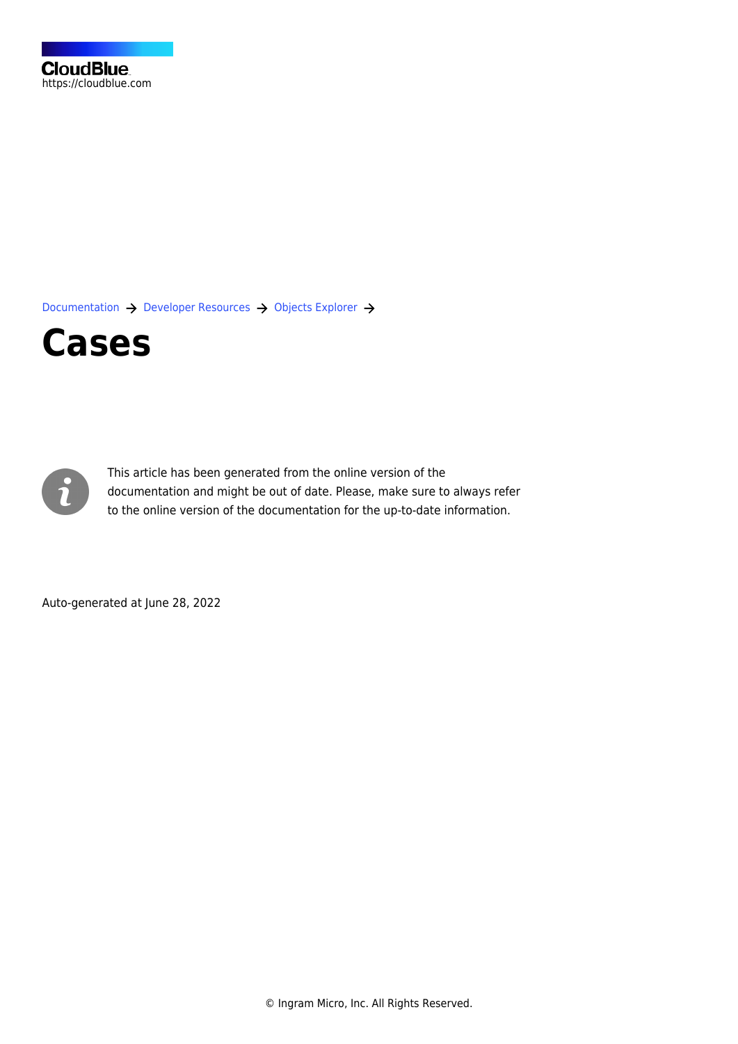CloudBlue
https://cloudblue.com

Documentation → Developer Resources → Objects Explorer →

# Cases

This article has been generated from the online version of the documentation and might be out of date. Please, make sure to always refer to the online version of the documentation for the up-to-date information.

Auto-generated at June 28, 2022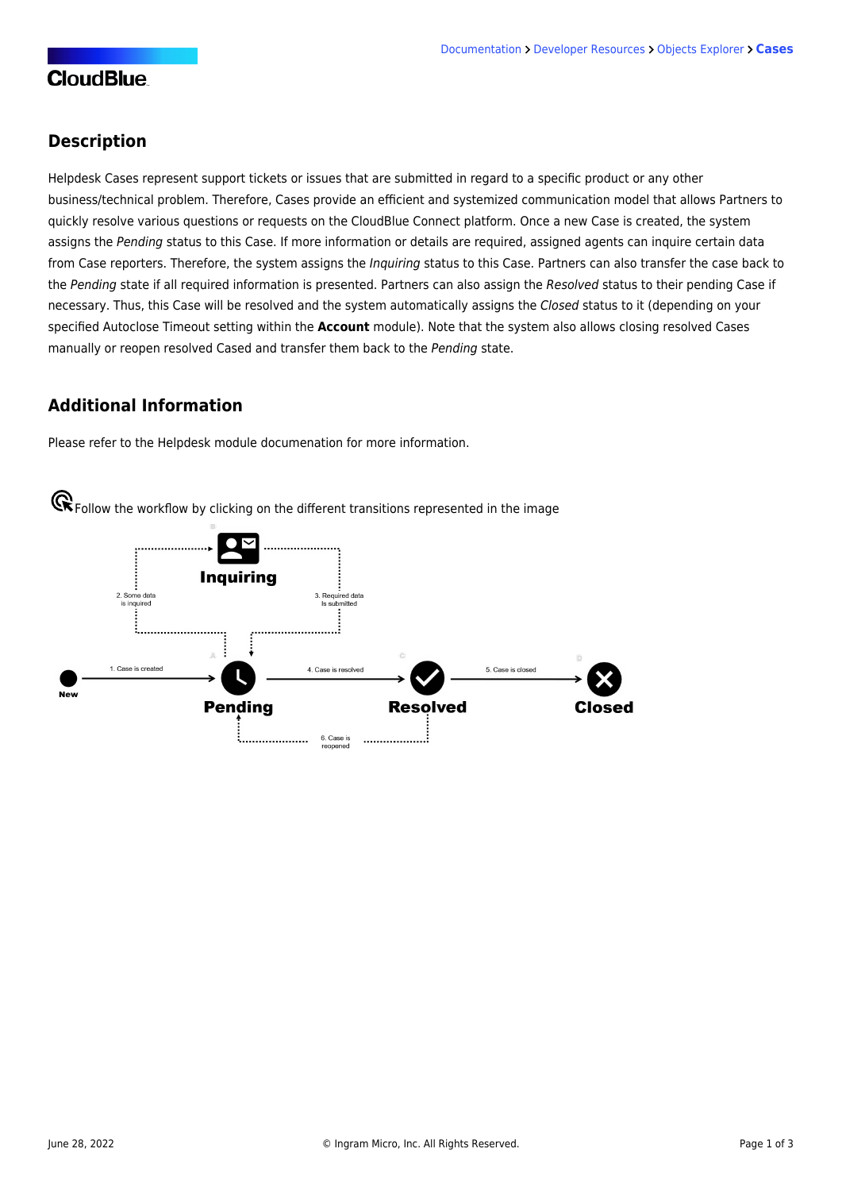## Description

Helpdesk Cases represent support tickets or issues that are submitted in regard to a specific product or any other business/technical problem. Therefore, Cases provide an efficient and systemized communication model that allows Partners to quickly resolve various questions or requests on the CloudBlue Connect platform. Once a new Case is created, the system assigns the *Pending* status to this Case. If more information or details are required, assigned agents can inquire certain data from Case reporters. Therefore, the system assigns the *Inquiring* status to this Case. Partners can also transfer the case back to the *Pending* state if all required information is presented. Partners can also assign the *Resolved* status to their pending Case if necessary. Thus, this Case will be resolved and the system automatically assigns the *Closed* status to it (depending on your specified Autoclose Timeout setting within the **Account** module). Note that the system also allows closing resolved Cases manually or reopen resolved Cased and transfer them back to the *Pending* state.

## Additional Information

Please refer to the Helpdesk module documenation for more information.

Follow the workflow by clicking on the different transitions represented in the image

Inquiring

2. Some data is inquired

3. Required data Is submitted

New

1. Case is created

Pending

4. Case is resolved

Resolved

5. Case is closed

Closed

6. Case is reopened